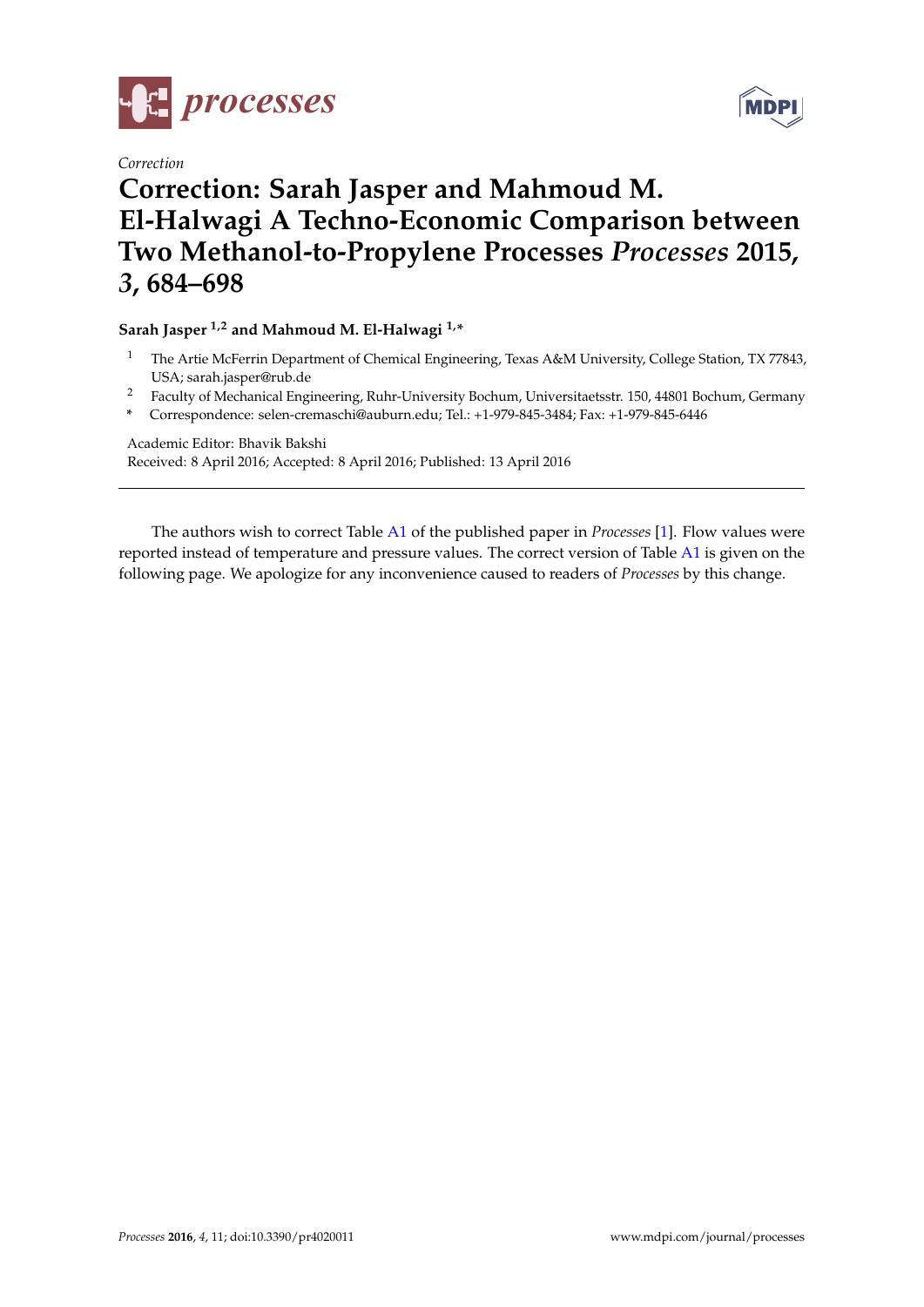*Correction*

# Correction: Sarah Jasper and Mahmoud M. El-Halwagi A Techno-Economic Comparison between Two Methanol-to-Propylene Processes *Processes* 2015, *3*, 684–698

**Sarah Jasper [1,2] and Mahmoud M. El-Halwagi [1,*]**

[1] The Artie McFerrin Department of Chemical Engineering, Texas A&M University, College Station, TX 77843, USA; sarah.jasper@rub.de

[2] Faculty of Mechanical Engineering, Ruhr-University Bochum, Universitaetsstr. 150, 44801 Bochum, Germany

[*] Correspondence: selen-cremaschi@auburn.edu; Tel.: +1-979-845-3484; Fax: +1-979-845-6446

Academic Editor: Bhavik Bakshi

Received: 8 April 2016; Accepted: 8 April 2016; Published: 13 April 2016

---

The authors wish to correct Table A1 of the published paper in *Processes* [1]. Flow values were reported instead of temperature and pressure values. The correct version of Table A1 is given on the following page. We apologize for any inconvenience caused to readers of *Processes* by this change.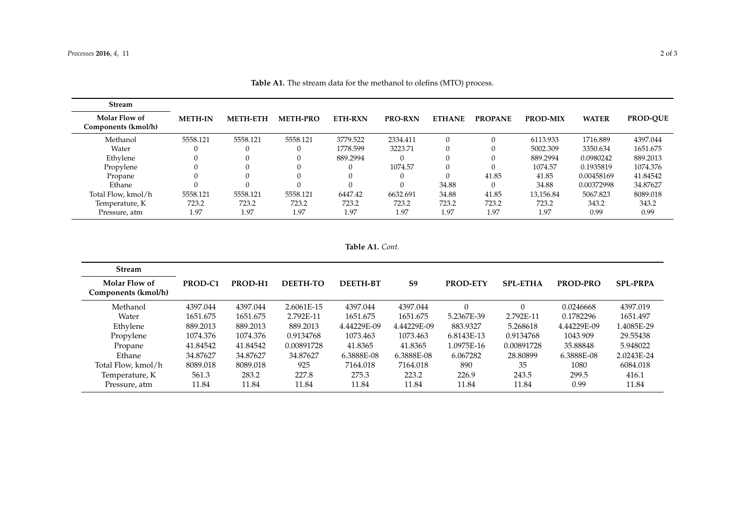**Table A1.** The stream data for the methanol to olefins (MTO) process.

| Stream<br>Molar Flow of Components (kmol/h) | METH-IN | METH-ETH | METH-PRO | ETH-RXN | PRO-RXN | ETHANE | PROPANE | PROD-MIX | WATER | PROD-QUE |
|---|---|---|---|---|---|---|---|---|---|---|
| Methanol | 5558.121 | 5558.121 | 5558.121 | 3779.522 | 2334.411 | 0 | 0 | 6113.933 | 1716.889 | 4397.044 |
| Water | 0 | 0 | 0 | 1778.599 | 3223.71 | 0 | 0 | 5002.309 | 3350.634 | 1651.675 |
| Ethylene | 0 | 0 | 0 | 889.2994 | 0 | 0 | 0 | 889.2994 | 0.0980242 | 889.2013 |
| Propylene | 0 | 0 | 0 | 0 | 1074.57 | 0 | 0 | 1074.57 | 0.1935819 | 1074.376 |
| Propane | 0 | 0 | 0 | 0 | 0 | 0 | 41.85 | 41.85 | 0.00458169 | 41.84542 |
| Ethane | 0 | 0 | 0 | 0 | 0 | 34.88 | 0 | 34.88 | 0.00372998 | 34.87627 |
| Total Flow, kmol/h | 5558.121 | 5558.121 | 5558.121 | 6447.42 | 6632.691 | 34.88 | 41.85 | 13,156.84 | 5067.823 | 8089.018 |
| Temperature, K | 723.2 | 723.2 | 723.2 | 723.2 | 723.2 | 723.2 | 723.2 | 723.2 | 343.2 | 343.2 |
| Pressure, atm | 1.97 | 1.97 | 1.97 | 1.97 | 1.97 | 1.97 | 1.97 | 1.97 | 0.99 | 0.99 |

**Table A1.** *Cont.*

| Stream<br>Molar Flow of Components (kmol/h) | PROD-C1 | PROD-H1 | DEETH-TO | DEETH-BT | S9 | PROD-ETY | SPL-ETHA | PROD-PRO | SPL-PRPA |
|---|---|---|---|---|---|---|---|---|---|
| Methanol | 4397.044 | 4397.044 | 2.6061E-15 | 4397.044 | 4397.044 | 0 | 0 | 0.0246668 | 4397.019 |
| Water | 1651.675 | 1651.675 | 2.792E-11 | 1651.675 | 1651.675 | 5.2367E-39 | 2.792E-11 | 0.1782296 | 1651.497 |
| Ethylene | 889.2013 | 889.2013 | 889.2013 | 4.44229E-09 | 4.44229E-09 | 883.9327 | 5.268618 | 4.44229E-09 | 1.4085E-29 |
| Propylene | 1074.376 | 1074.376 | 0.9134768 | 1073.463 | 1073.463 | 6.8143E-13 | 0.9134768 | 1043.909 | 29.55438 |
| Propane | 41.84542 | 41.84542 | 0.00891728 | 41.8365 | 41.8365 | 1.0975E-16 | 0.00891728 | 35.88848 | 5.948022 |
| Ethane | 34.87627 | 34.87627 | 34.87627 | 6.3888E-08 | 6.3888E-08 | 6.067282 | 28.80899 | 6.3888E-08 | 2.0243E-24 |
| Total Flow, kmol/h | 8089.018 | 8089.018 | 925 | 7164.018 | 7164.018 | 890 | 35 | 1080 | 6084.018 |
| Temperature, K | 561.3 | 283.2 | 227.8 | 275.3 | 223.2 | 226.9 | 243.5 | 299.5 | 416.1 |
| Pressure, atm | 11.84 | 11.84 | 11.84 | 11.84 | 11.84 | 11.84 | 11.84 | 0.99 | 11.84 |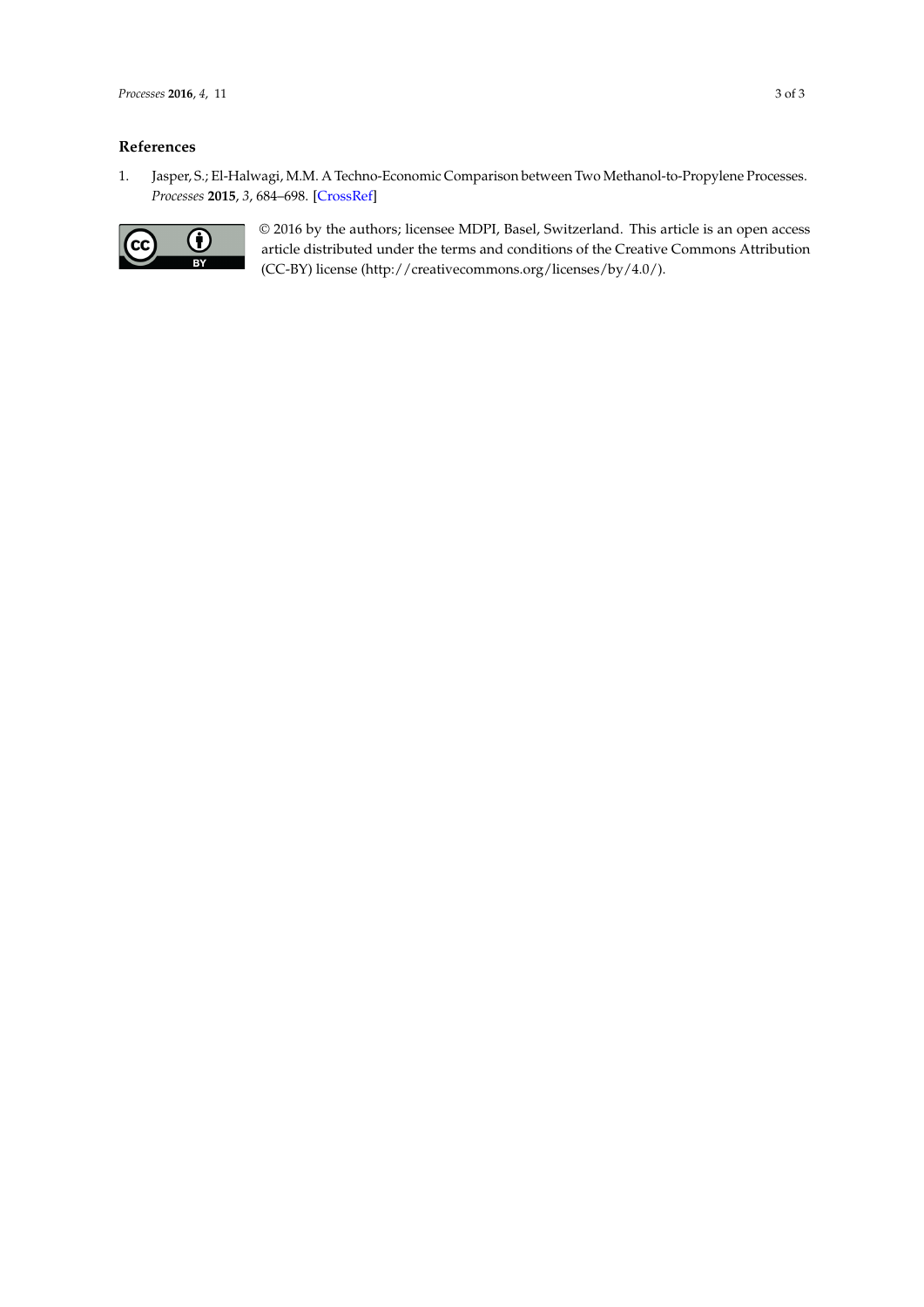## References

1. Jasper, S.; El-Halwagi, M.M. A Techno-Economic Comparison between Two Methanol-to-Propylene Processes. *Processes* **2015**, *3*, 684–698. [CrossRef]

© 2016 by the authors; licensee MDPI, Basel, Switzerland. This article is an open access article distributed under the terms and conditions of the Creative Commons Attribution (CC-BY) license (http://creativecommons.org/licenses/by/4.0/).